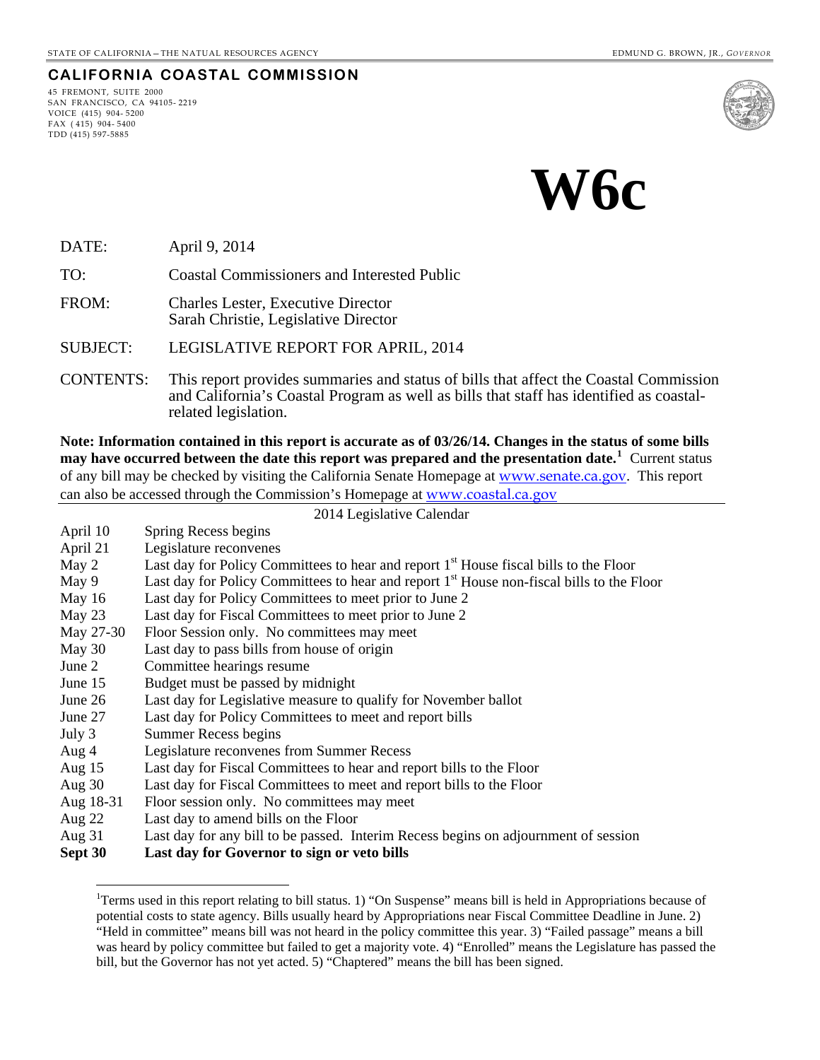STATE OF CALIFORNIA – THE NATURAL RESOURCES AGENCY EDMUND G. BROWN, JR., *GOVERNOR*

**CALIFORNIA COASTAL COMMISSION**

45 FREMONT, SUITE 2000
SAN FRANCISCO, CA 94105- 2219
VOICE (415) 904- 5200
FAX ( 415) 904- 5400
TDD (415) 597-5885

# W6c

DATE: April 9, 2014

TO: Coastal Commissioners and Interested Public

FROM: Charles Lester, Executive Director
Sarah Christie, Legislative Director

SUBJECT: LEGISLATIVE REPORT FOR APRIL, 2014

CONTENTS: This report provides summaries and status of bills that affect the Coastal Commission and California's Coastal Program as well as bills that staff has identified as coastal-related legislation.

**Note: Information contained in this report is accurate as of 03/26/14. Changes in the status of some bills may have occurred between the date this report was prepared and the presentation date.[1]** Current status of any bill may be checked by visiting the California Senate Homepage at www.senate.ca.gov. This report can also be accessed through the Commission's Homepage at www.coastal.ca.gov

2014 Legislative Calendar

| | |
|---|---|
| April 10 | Spring Recess begins |
| April 21 | Legislature reconvenes |
| May 2 | Last day for Policy Committees to hear and report 1st House fiscal bills to the Floor |
| May 9 | Last day for Policy Committees to hear and report 1st House non-fiscal bills to the Floor |
| May 16 | Last day for Policy Committees to meet prior to June 2 |
| May 23 | Last day for Fiscal Committees to meet prior to June 2 |
| May 27-30 | Floor Session only. No committees may meet |
| May 30 | Last day to pass bills from house of origin |
| June 2 | Committee hearings resume |
| June 15 | Budget must be passed by midnight |
| June 26 | Last day for Legislative measure to qualify for November ballot |
| June 27 | Last day for Policy Committees to meet and report bills |
| July 3 | Summer Recess begins |
| Aug 4 | Legislature reconvenes from Summer Recess |
| Aug 15 | Last day for Fiscal Committees to hear and report bills to the Floor |
| Aug 30 | Last day for Fiscal Committees to meet and report bills to the Floor |
| Aug 18-31 | Floor session only. No committees may meet |
| Aug 22 | Last day to amend bills on the Floor |
| Aug 31 | Last day for any bill to be passed. Interim Recess begins on adjournment of session |
| **Sept 30** | **Last day for Governor to sign or veto bills** |

[1]Terms used in this report relating to bill status. 1) "On Suspense" means bill is held in Appropriations because of potential costs to state agency. Bills usually heard by Appropriations near Fiscal Committee Deadline in June. 2) "Held in committee" means bill was not heard in the policy committee this year. 3) "Failed passage" means a bill was heard by policy committee but failed to get a majority vote. 4) "Enrolled" means the Legislature has passed the bill, but the Governor has not yet acted. 5) "Chaptered" means the bill has been signed.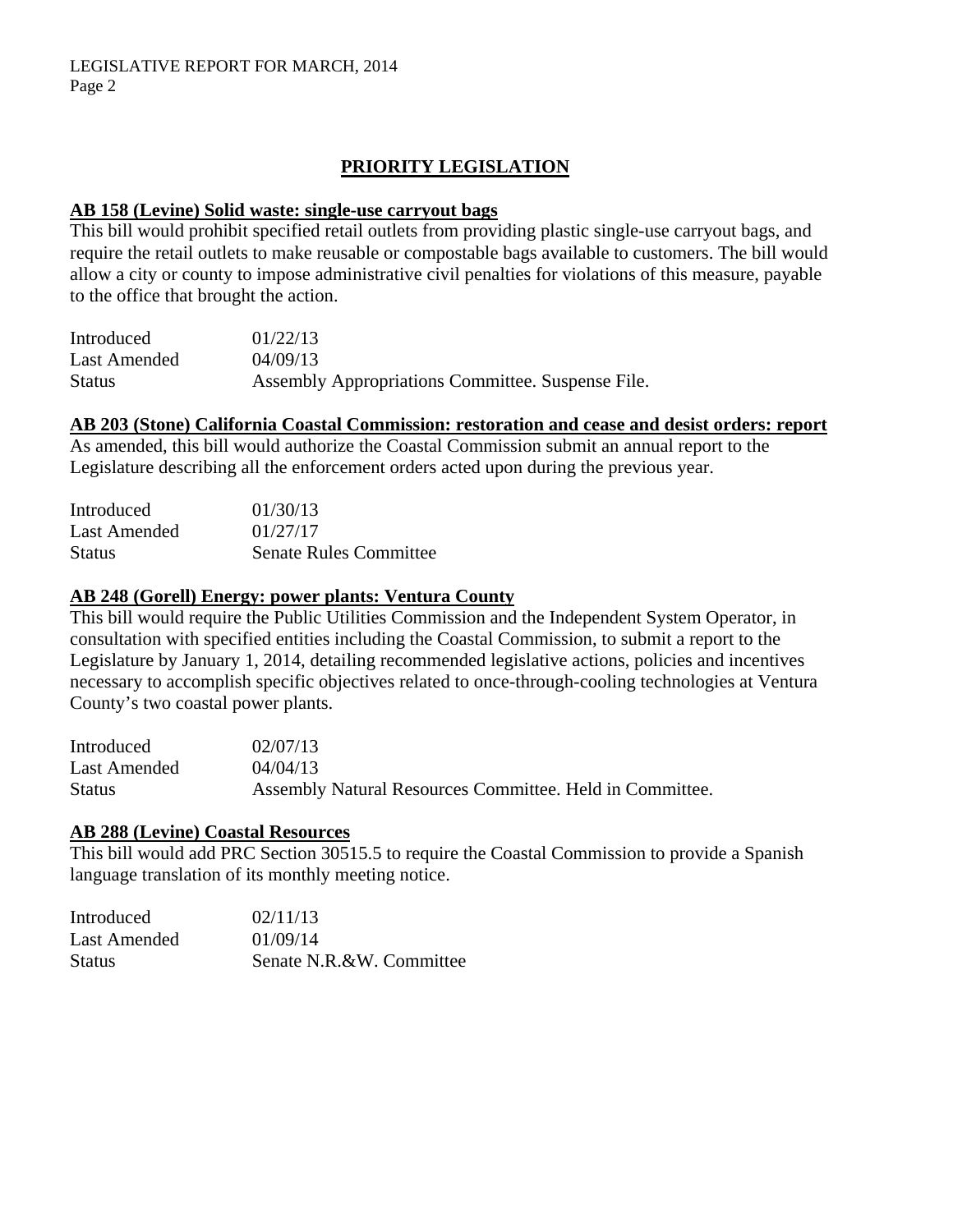## PRIORITY LEGISLATION

### AB 158 (Levine) Solid waste: single-use carryout bags

This bill would prohibit specified retail outlets from providing plastic single-use carryout bags, and require the retail outlets to make reusable or compostable bags available to customers. The bill would allow a city or county to impose administrative civil penalties for violations of this measure, payable to the office that brought the action.

| | |
|---|---|
| Introduced | 01/22/13 |
| Last Amended | 04/09/13 |
| Status | Assembly Appropriations Committee. Suspense File. |

### AB 203 (Stone) California Coastal Commission: restoration and cease and desist orders: report

As amended, this bill would authorize the Coastal Commission submit an annual report to the Legislature describing all the enforcement orders acted upon during the previous year.

| | |
|---|---|
| Introduced | 01/30/13 |
| Last Amended | 01/27/17 |
| Status | Senate Rules Committee |

### AB 248 (Gorell) Energy: power plants: Ventura County

This bill would require the Public Utilities Commission and the Independent System Operator, in consultation with specified entities including the Coastal Commission, to submit a report to the Legislature by January 1, 2014, detailing recommended legislative actions, policies and incentives necessary to accomplish specific objectives related to once-through-cooling technologies at Ventura County's two coastal power plants.

| | |
|---|---|
| Introduced | 02/07/13 |
| Last Amended | 04/04/13 |
| Status | Assembly Natural Resources Committee. Held in Committee. |

### AB 288 (Levine) Coastal Resources

This bill would add PRC Section 30515.5 to require the Coastal Commission to provide a Spanish language translation of its monthly meeting notice.

| | |
|---|---|
| Introduced | 02/11/13 |
| Last Amended | 01/09/14 |
| Status | Senate N.R.&W. Committee |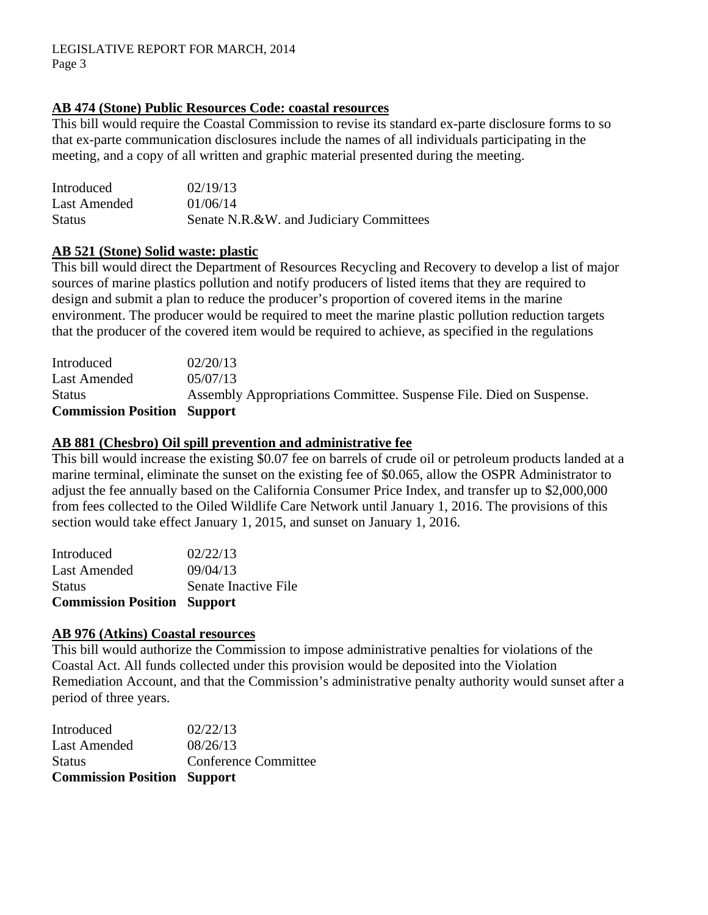**AB 474 (Stone) Public Resources Code: coastal resources**

This bill would require the Coastal Commission to revise its standard ex-parte disclosure forms to so that ex-parte communication disclosures include the names of all individuals participating in the meeting, and a copy of all written and graphic material presented during the meeting.

| | |
|---|---|
| Introduced | 02/19/13 |
| Last Amended | 01/06/14 |
| Status | Senate N.R.&W. and Judiciary Committees |

**AB 521 (Stone) Solid waste: plastic**

This bill would direct the Department of Resources Recycling and Recovery to develop a list of major sources of marine plastics pollution and notify producers of listed items that they are required to design and submit a plan to reduce the producer's proportion of covered items in the marine environment. The producer would be required to meet the marine plastic pollution reduction targets that the producer of the covered item would be required to achieve, as specified in the regulations

| | |
|---|---|
| Introduced | 02/20/13 |
| Last Amended | 05/07/13 |
| Status | Assembly Appropriations Committee. Suspense File. Died on Suspense. |
| **Commission Position** | **Support** |

**AB 881 (Chesbro) Oil spill prevention and administrative fee**

This bill would increase the existing $0.07 fee on barrels of crude oil or petroleum products landed at a marine terminal, eliminate the sunset on the existing fee of $0.065, allow the OSPR Administrator to adjust the fee annually based on the California Consumer Price Index, and transfer up to $2,000,000 from fees collected to the Oiled Wildlife Care Network until January 1, 2016. The provisions of this section would take effect January 1, 2015, and sunset on January 1, 2016.

| | |
|---|---|
| Introduced | 02/22/13 |
| Last Amended | 09/04/13 |
| Status | Senate Inactive File |
| **Commission Position** | **Support** |

**AB 976 (Atkins) Coastal resources**

This bill would authorize the Commission to impose administrative penalties for violations of the Coastal Act. All funds collected under this provision would be deposited into the Violation Remediation Account, and that the Commission's administrative penalty authority would sunset after a period of three years.

| | |
|---|---|
| Introduced | 02/22/13 |
| Last Amended | 08/26/13 |
| Status | Conference Committee |
| **Commission Position** | **Support** |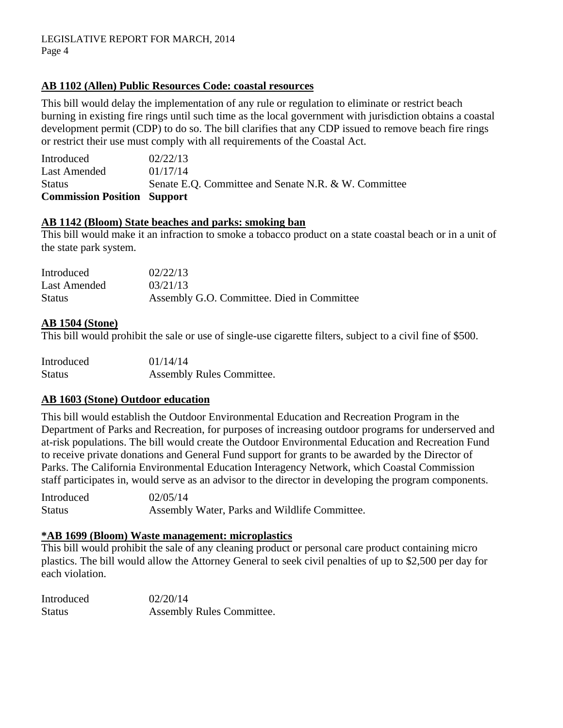**AB 1102 (Allen) Public Resources Code: coastal resources**

This bill would delay the implementation of any rule or regulation to eliminate or restrict beach burning in existing fire rings until such time as the local government with jurisdiction obtains a coastal development permit (CDP) to do so. The bill clarifies that any CDP issued to remove beach fire rings or restrict their use must comply with all requirements of the Coastal Act.

| | |
|---|---|
| Introduced | 02/22/13 |
| Last Amended | 01/17/14 |
| Status | Senate E.Q. Committee and Senate N.R. & W. Committee |
| **Commission Position** | **Support** |

**AB 1142 (Bloom) State beaches and parks: smoking ban**

This bill would make it an infraction to smoke a tobacco product on a state coastal beach or in a unit of the state park system.

| | |
|---|---|
| Introduced | 02/22/13 |
| Last Amended | 03/21/13 |
| Status | Assembly G.O. Committee. Died in Committee |

**AB 1504 (Stone)**

This bill would prohibit the sale or use of single-use cigarette filters, subject to a civil fine of $500.

| | |
|---|---|
| Introduced | 01/14/14 |
| Status | Assembly Rules Committee. |

**AB 1603 (Stone) Outdoor education**

This bill would establish the Outdoor Environmental Education and Recreation Program in the Department of Parks and Recreation, for purposes of increasing outdoor programs for underserved and at-risk populations. The bill would create the Outdoor Environmental Education and Recreation Fund to receive private donations and General Fund support for grants to be awarded by the Director of Parks. The California Environmental Education Interagency Network, which Coastal Commission staff participates in, would serve as an advisor to the director in developing the program components.

| | |
|---|---|
| Introduced | 02/05/14 |
| Status | Assembly Water, Parks and Wildlife Committee. |

**\*AB 1699 (Bloom) Waste management: microplastics**

This bill would prohibit the sale of any cleaning product or personal care product containing micro plastics. The bill would allow the Attorney General to seek civil penalties of up to $2,500 per day for each violation.

| | |
|---|---|
| Introduced | 02/20/14 |
| Status | Assembly Rules Committee. |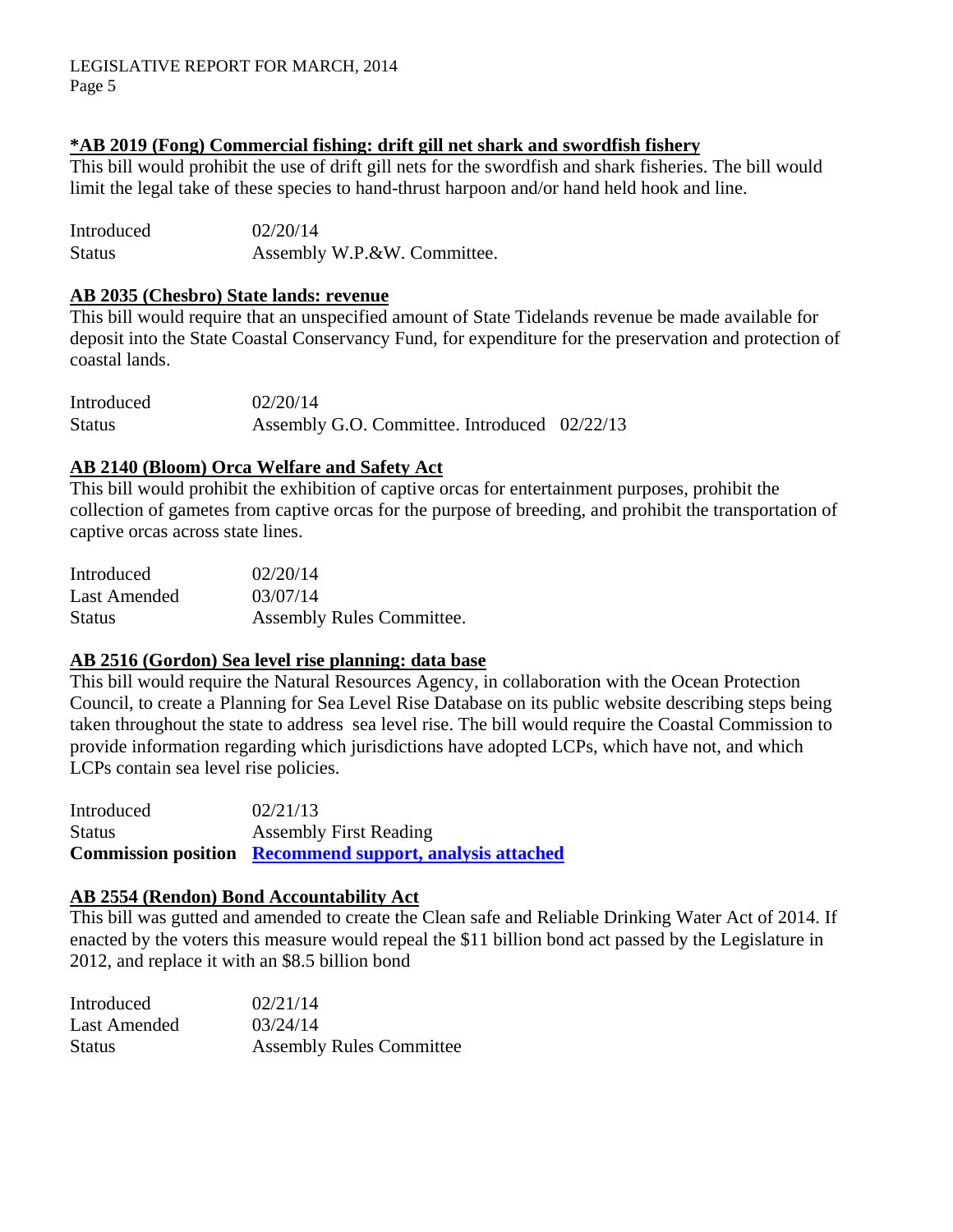**\*AB 2019 (Fong) Commercial fishing: drift gill net shark and swordfish fishery**

This bill would prohibit the use of drift gill nets for the swordfish and shark fisheries. The bill would limit the legal take of these species to hand-thrust harpoon and/or hand held hook and line.

| | |
|---|---|
| Introduced | 02/20/14 |
| Status | Assembly W.P.&W. Committee. |

**AB 2035 (Chesbro) State lands: revenue**

This bill would require that an unspecified amount of State Tidelands revenue be made available for deposit into the State Coastal Conservancy Fund, for expenditure for the preservation and protection of coastal lands.

| | |
|---|---|
| Introduced | 02/20/14 |
| Status | Assembly G.O. Committee. Introduced 02/22/13 |

**AB 2140 (Bloom) Orca Welfare and Safety Act**

This bill would prohibit the exhibition of captive orcas for entertainment purposes, prohibit the collection of gametes from captive orcas for the purpose of breeding, and prohibit the transportation of captive orcas across state lines.

| | |
|---|---|
| Introduced | 02/20/14 |
| Last Amended | 03/07/14 |
| Status | Assembly Rules Committee. |

**AB 2516 (Gordon) Sea level rise planning: data base**

This bill would require the Natural Resources Agency, in collaboration with the Ocean Protection Council, to create a Planning for Sea Level Rise Database on its public website describing steps being taken throughout the state to address sea level rise. The bill would require the Coastal Commission to provide information regarding which jurisdictions have adopted LCPs, which have not, and which LCPs contain sea level rise policies.

| | |
|---|---|
| Introduced | 02/21/13 |
| Status | Assembly First Reading |
| **Commission position** | **Recommend support, analysis attached** |

**AB 2554 (Rendon) Bond Accountability Act**

This bill was gutted and amended to create the Clean safe and Reliable Drinking Water Act of 2014. If enacted by the voters this measure would repeal the $11 billion bond act passed by the Legislature in 2012, and replace it with an $8.5 billion bond

| | |
|---|---|
| Introduced | 02/21/14 |
| Last Amended | 03/24/14 |
| Status | Assembly Rules Committee |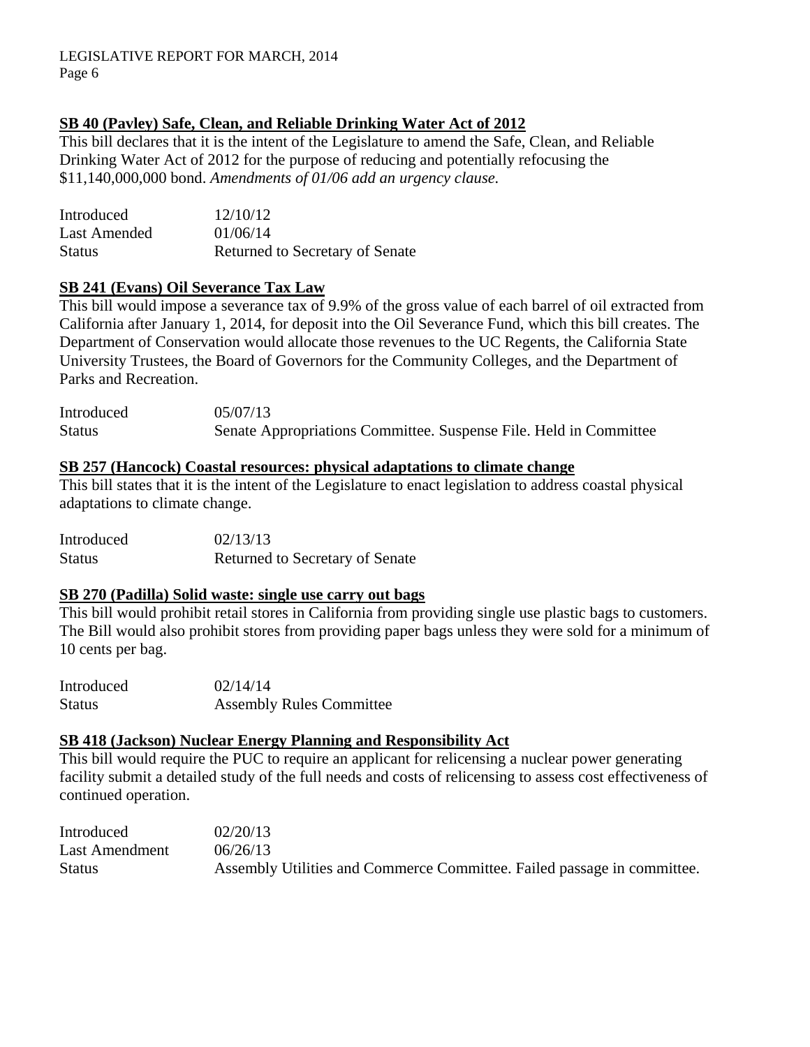**SB 40 (Pavley) Safe, Clean, and Reliable Drinking Water Act of 2012**

This bill declares that it is the intent of the Legislature to amend the Safe, Clean, and Reliable Drinking Water Act of 2012 for the purpose of reducing and potentially refocusing the $11,140,000,000 bond. *Amendments of 01/06 add an urgency clause.*

| | |
|---|---|
| Introduced | 12/10/12 |
| Last Amended | 01/06/14 |
| Status | Returned to Secretary of Senate |

**SB 241 (Evans) Oil Severance Tax Law**

This bill would impose a severance tax of 9.9% of the gross value of each barrel of oil extracted from California after January 1, 2014, for deposit into the Oil Severance Fund, which this bill creates. The Department of Conservation would allocate those revenues to the UC Regents, the California State University Trustees, the Board of Governors for the Community Colleges, and the Department of Parks and Recreation.

| | |
|---|---|
| Introduced | 05/07/13 |
| Status | Senate Appropriations Committee. Suspense File. Held in Committee |

**SB 257 (Hancock) Coastal resources: physical adaptations to climate change**

This bill states that it is the intent of the Legislature to enact legislation to address coastal physical adaptations to climate change.

| | |
|---|---|
| Introduced | 02/13/13 |
| Status | Returned to Secretary of Senate |

**SB 270 (Padilla) Solid waste: single use carry out bags**

This bill would prohibit retail stores in California from providing single use plastic bags to customers. The Bill would also prohibit stores from providing paper bags unless they were sold for a minimum of 10 cents per bag.

| | |
|---|---|
| Introduced | 02/14/14 |
| Status | Assembly Rules Committee |

**SB 418 (Jackson) Nuclear Energy Planning and Responsibility Act**

This bill would require the PUC to require an applicant for relicensing a nuclear power generating facility submit a detailed study of the full needs and costs of relicensing to assess cost effectiveness of continued operation.

| | |
|---|---|
| Introduced | 02/20/13 |
| Last Amendment | 06/26/13 |
| Status | Assembly Utilities and Commerce Committee. Failed passage in committee. |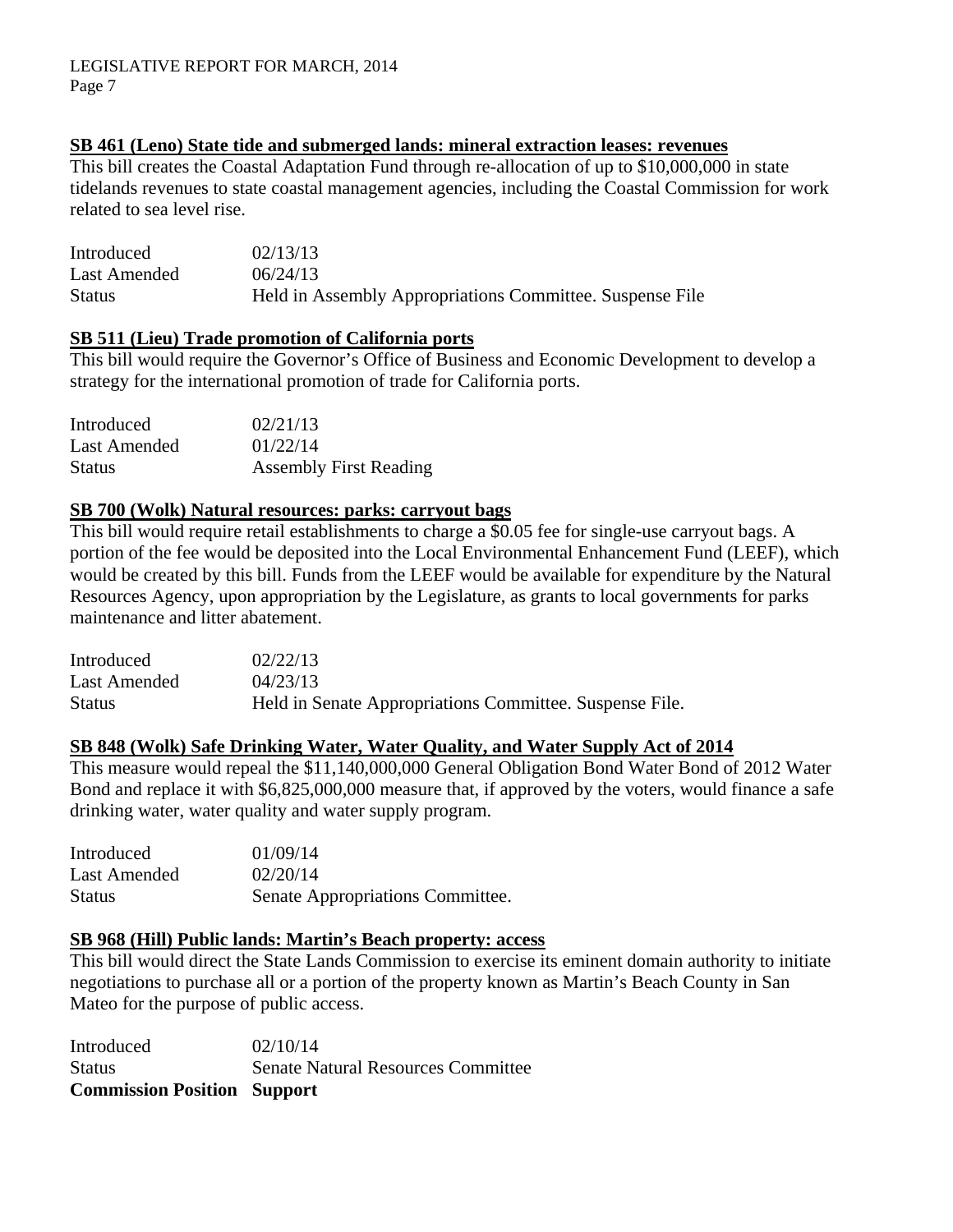**SB 461 (Leno) State tide and submerged lands: mineral extraction leases: revenues**

This bill creates the Coastal Adaptation Fund through re-allocation of up to $10,000,000 in state tidelands revenues to state coastal management agencies, including the Coastal Commission for work related to sea level rise.

| | |
|---|---|
| Introduced | 02/13/13 |
| Last Amended | 06/24/13 |
| Status | Held in Assembly Appropriations Committee. Suspense File |

**SB 511 (Lieu) Trade promotion of California ports**

This bill would require the Governor's Office of Business and Economic Development to develop a strategy for the international promotion of trade for California ports.

| | |
|---|---|
| Introduced | 02/21/13 |
| Last Amended | 01/22/14 |
| Status | Assembly First Reading |

**SB 700 (Wolk) Natural resources: parks: carryout bags**

This bill would require retail establishments to charge a $0.05 fee for single-use carryout bags. A portion of the fee would be deposited into the Local Environmental Enhancement Fund (LEEF), which would be created by this bill. Funds from the LEEF would be available for expenditure by the Natural Resources Agency, upon appropriation by the Legislature, as grants to local governments for parks maintenance and litter abatement.

| | |
|---|---|
| Introduced | 02/22/13 |
| Last Amended | 04/23/13 |
| Status | Held in Senate Appropriations Committee. Suspense File. |

**SB 848 (Wolk) Safe Drinking Water, Water Quality, and Water Supply Act of 2014**

This measure would repeal the $11,140,000,000 General Obligation Bond Water Bond of 2012 Water Bond and replace it with $6,825,000,000 measure that, if approved by the voters, would finance a safe drinking water, water quality and water supply program.

| | |
|---|---|
| Introduced | 01/09/14 |
| Last Amended | 02/20/14 |
| Status | Senate Appropriations Committee. |

**SB 968 (Hill) Public lands: Martin's Beach property: access**

This bill would direct the State Lands Commission to exercise its eminent domain authority to initiate negotiations to purchase all or a portion of the property known as Martin's Beach County in San Mateo for the purpose of public access.

| | |
|---|---|
| Introduced | 02/10/14 |
| Status | Senate Natural Resources Committee |
| **Commission Position** | **Support** |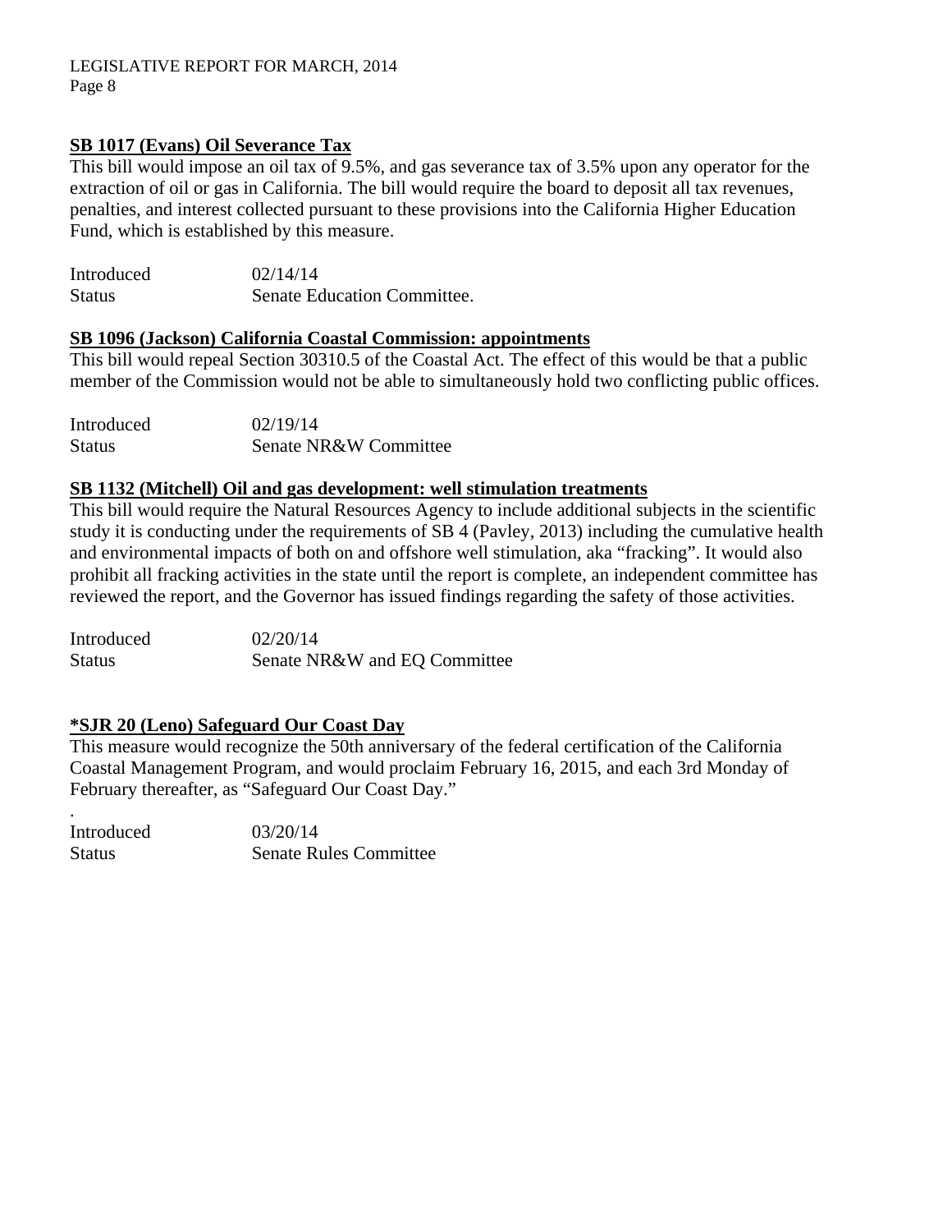**SB 1017 (Evans) Oil Severance Tax**

This bill would impose an oil tax of 9.5%, and gas severance tax of 3.5% upon any operator for the extraction of oil or gas in California. The bill would require the board to deposit all tax revenues, penalties, and interest collected pursuant to these provisions into the California Higher Education Fund, which is established by this measure.

| | |
|---|---|
| Introduced | 02/14/14 |
| Status | Senate Education Committee. |

**SB 1096 (Jackson) California Coastal Commission: appointments**

This bill would repeal Section 30310.5 of the Coastal Act. The effect of this would be that a public member of the Commission would not be able to simultaneously hold two conflicting public offices.

| | |
|---|---|
| Introduced | 02/19/14 |
| Status | Senate NR&W Committee |

**SB 1132 (Mitchell) Oil and gas development: well stimulation treatments**

This bill would require the Natural Resources Agency to include additional subjects in the scientific study it is conducting under the requirements of SB 4 (Pavley, 2013) including the cumulative health and environmental impacts of both on and offshore well stimulation, aka "fracking". It would also prohibit all fracking activities in the state until the report is complete, an independent committee has reviewed the report, and the Governor has issued findings regarding the safety of those activities.

| | |
|---|---|
| Introduced | 02/20/14 |
| Status | Senate NR&W and EQ Committee |

**\*SJR 20 (Leno) Safeguard Our Coast Day**

This measure would recognize the 50th anniversary of the federal certification of the California Coastal Management Program, and would proclaim February 16, 2015, and each 3rd Monday of February thereafter, as "Safeguard Our Coast Day."

.

| | |
|---|---|
| Introduced | 03/20/14 |
| Status | Senate Rules Committee |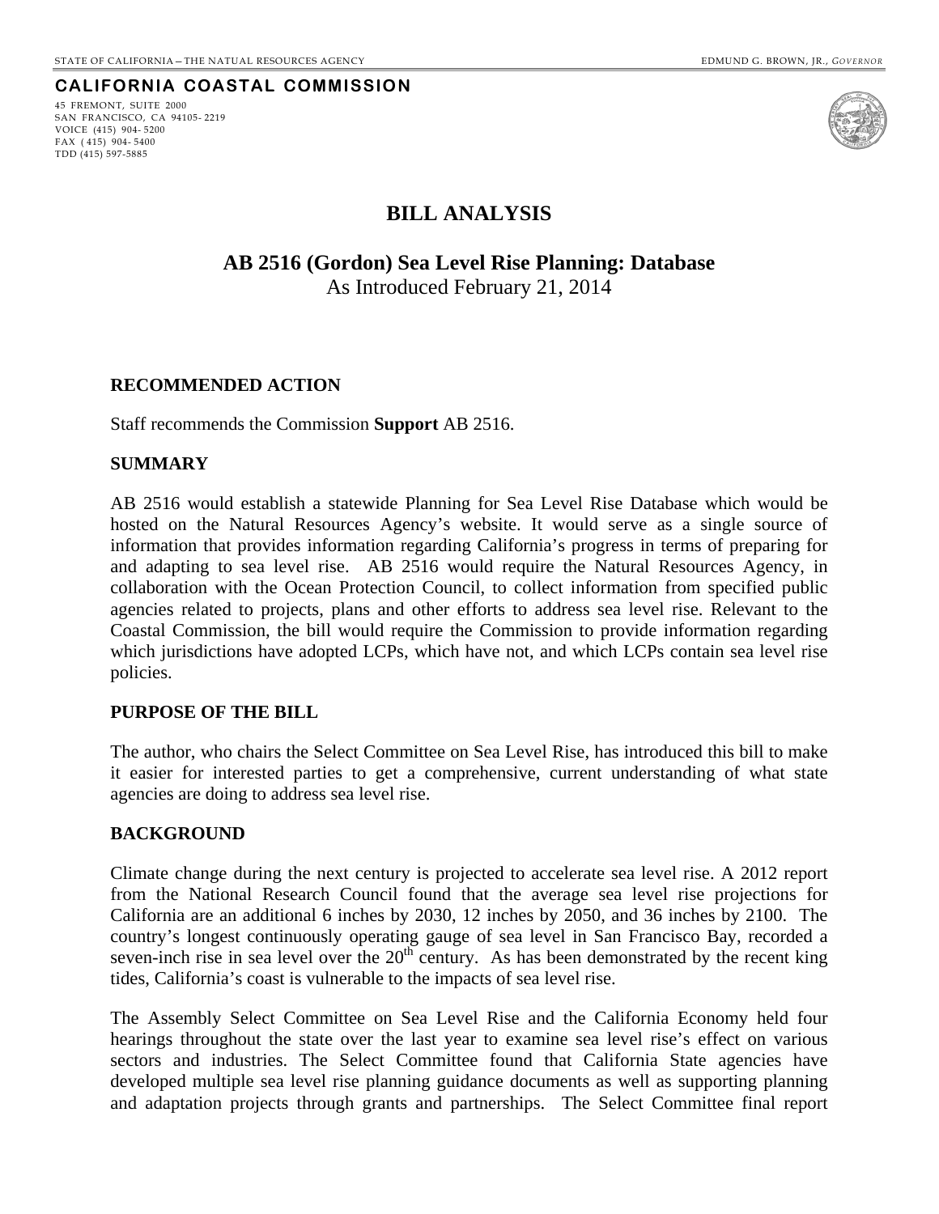STATE OF CALIFORNIA – THE NATURAL RESOURCES AGENCY

EDMUND G. BROWN, JR., *GOVERNOR*

**CALIFORNIA COASTAL COMMISSION**

45 FREMONT, SUITE 2000
SAN FRANCISCO, CA 94105-2219
VOICE (415) 904-5200
FAX (415) 904-5400
TDD (415) 597-5885

# BILL ANALYSIS

## AB 2516 (Gordon) Sea Level Rise Planning: Database

As Introduced February 21, 2014

### RECOMMENDED ACTION

Staff recommends the Commission **Support** AB 2516.

### SUMMARY

AB 2516 would establish a statewide Planning for Sea Level Rise Database which would be hosted on the Natural Resources Agency's website. It would serve as a single source of information that provides information regarding California's progress in terms of preparing for and adapting to sea level rise. AB 2516 would require the Natural Resources Agency, in collaboration with the Ocean Protection Council, to collect information from specified public agencies related to projects, plans and other efforts to address sea level rise. Relevant to the Coastal Commission, the bill would require the Commission to provide information regarding which jurisdictions have adopted LCPs, which have not, and which LCPs contain sea level rise policies.

### PURPOSE OF THE BILL

The author, who chairs the Select Committee on Sea Level Rise, has introduced this bill to make it easier for interested parties to get a comprehensive, current understanding of what state agencies are doing to address sea level rise.

### BACKGROUND

Climate change during the next century is projected to accelerate sea level rise. A 2012 report from the National Research Council found that the average sea level rise projections for California are an additional 6 inches by 2030, 12 inches by 2050, and 36 inches by 2100. The country's longest continuously operating gauge of sea level in San Francisco Bay, recorded a seven-inch rise in sea level over the 20th century. As has been demonstrated by the recent king tides, California's coast is vulnerable to the impacts of sea level rise.

The Assembly Select Committee on Sea Level Rise and the California Economy held four hearings throughout the state over the last year to examine sea level rise's effect on various sectors and industries. The Select Committee found that California State agencies have developed multiple sea level rise planning guidance documents as well as supporting planning and adaptation projects through grants and partnerships. The Select Committee final report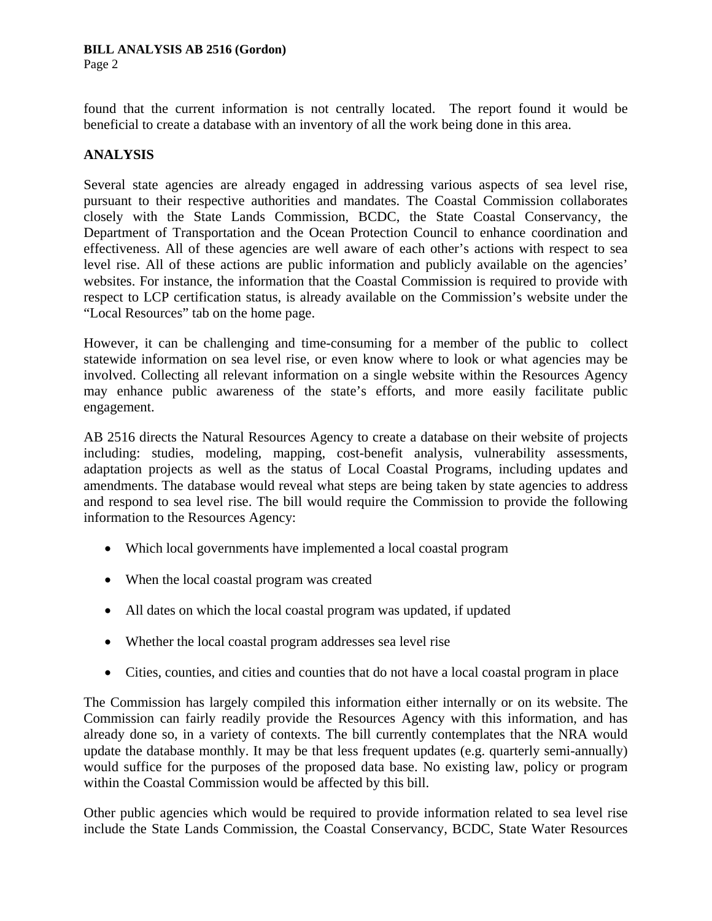found that the current information is not centrally located. The report found it would be beneficial to create a database with an inventory of all the work being done in this area.

## ANALYSIS

Several state agencies are already engaged in addressing various aspects of sea level rise, pursuant to their respective authorities and mandates. The Coastal Commission collaborates closely with the State Lands Commission, BCDC, the State Coastal Conservancy, the Department of Transportation and the Ocean Protection Council to enhance coordination and effectiveness. All of these agencies are well aware of each other's actions with respect to sea level rise. All of these actions are public information and publicly available on the agencies' websites. For instance, the information that the Coastal Commission is required to provide with respect to LCP certification status, is already available on the Commission's website under the "Local Resources" tab on the home page.

However, it can be challenging and time-consuming for a member of the public to collect statewide information on sea level rise, or even know where to look or what agencies may be involved. Collecting all relevant information on a single website within the Resources Agency may enhance public awareness of the state's efforts, and more easily facilitate public engagement.

AB 2516 directs the Natural Resources Agency to create a database on their website of projects including: studies, modeling, mapping, cost-benefit analysis, vulnerability assessments, adaptation projects as well as the status of Local Coastal Programs, including updates and amendments. The database would reveal what steps are being taken by state agencies to address and respond to sea level rise. The bill would require the Commission to provide the following information to the Resources Agency:

- Which local governments have implemented a local coastal program
- When the local coastal program was created
- All dates on which the local coastal program was updated, if updated
- Whether the local coastal program addresses sea level rise
- Cities, counties, and cities and counties that do not have a local coastal program in place

The Commission has largely compiled this information either internally or on its website. The Commission can fairly readily provide the Resources Agency with this information, and has already done so, in a variety of contexts. The bill currently contemplates that the NRA would update the database monthly. It may be that less frequent updates (e.g. quarterly semi-annually) would suffice for the purposes of the proposed data base. No existing law, policy or program within the Coastal Commission would be affected by this bill.

Other public agencies which would be required to provide information related to sea level rise include the State Lands Commission, the Coastal Conservancy, BCDC, State Water Resources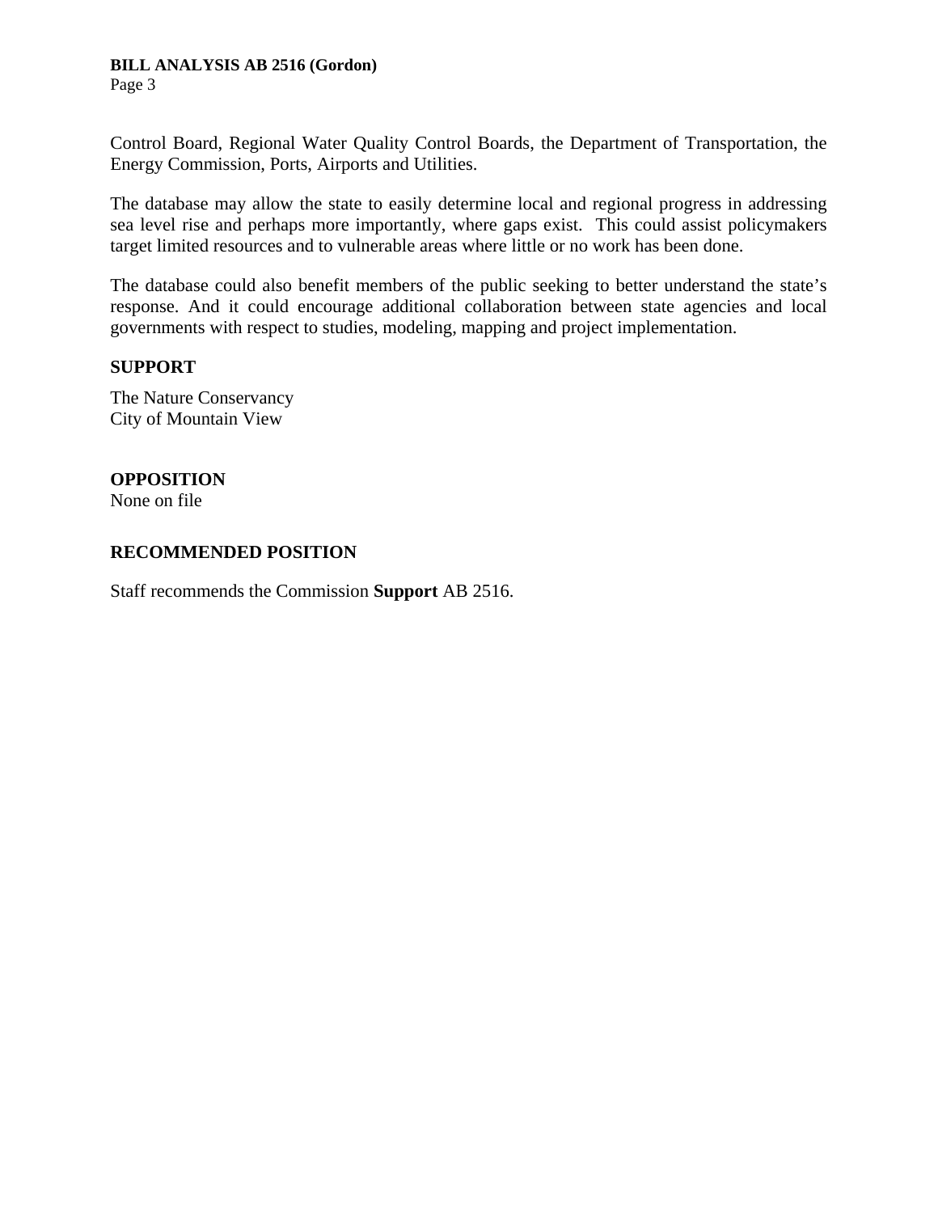Control Board, Regional Water Quality Control Boards, the Department of Transportation, the Energy Commission, Ports, Airports and Utilities.

The database may allow the state to easily determine local and regional progress in addressing sea level rise and perhaps more importantly, where gaps exist. This could assist policymakers target limited resources and to vulnerable areas where little or no work has been done.

The database could also benefit members of the public seeking to better understand the state's response. And it could encourage additional collaboration between state agencies and local governments with respect to studies, modeling, mapping and project implementation.

**SUPPORT**

The Nature Conservancy
City of Mountain View

**OPPOSITION**
None on file

**RECOMMENDED POSITION**

Staff recommends the Commission **Support** AB 2516.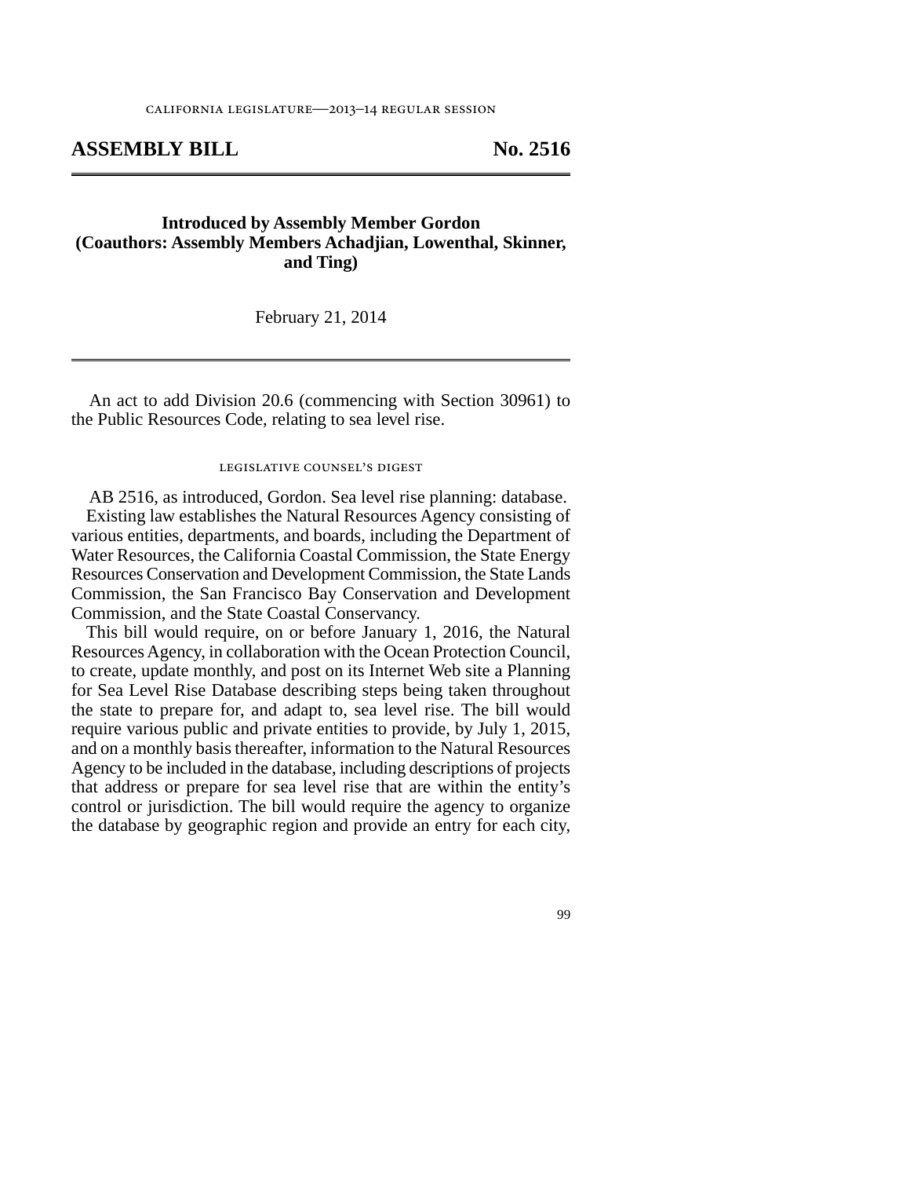california legislature—2013–14 regular session

# ASSEMBLY BILL No. 2516

**Introduced by Assembly Member Gordon**
**(Coauthors: Assembly Members Achadjian, Lowenthal, Skinner, and Ting)**

February 21, 2014

An act to add Division 20.6 (commencing with Section 30961) to the Public Resources Code, relating to sea level rise.

legislative counsel's digest

AB 2516, as introduced, Gordon. Sea level rise planning: database.

Existing law establishes the Natural Resources Agency consisting of various entities, departments, and boards, including the Department of Water Resources, the California Coastal Commission, the State Energy Resources Conservation and Development Commission, the State Lands Commission, the San Francisco Bay Conservation and Development Commission, and the State Coastal Conservancy.

This bill would require, on or before January 1, 2016, the Natural Resources Agency, in collaboration with the Ocean Protection Council, to create, update monthly, and post on its Internet Web site a Planning for Sea Level Rise Database describing steps being taken throughout the state to prepare for, and adapt to, sea level rise. The bill would require various public and private entities to provide, by July 1, 2015, and on a monthly basis thereafter, information to the Natural Resources Agency to be included in the database, including descriptions of projects that address or prepare for sea level rise that are within the entity's control or jurisdiction. The bill would require the agency to organize the database by geographic region and provide an entry for each city,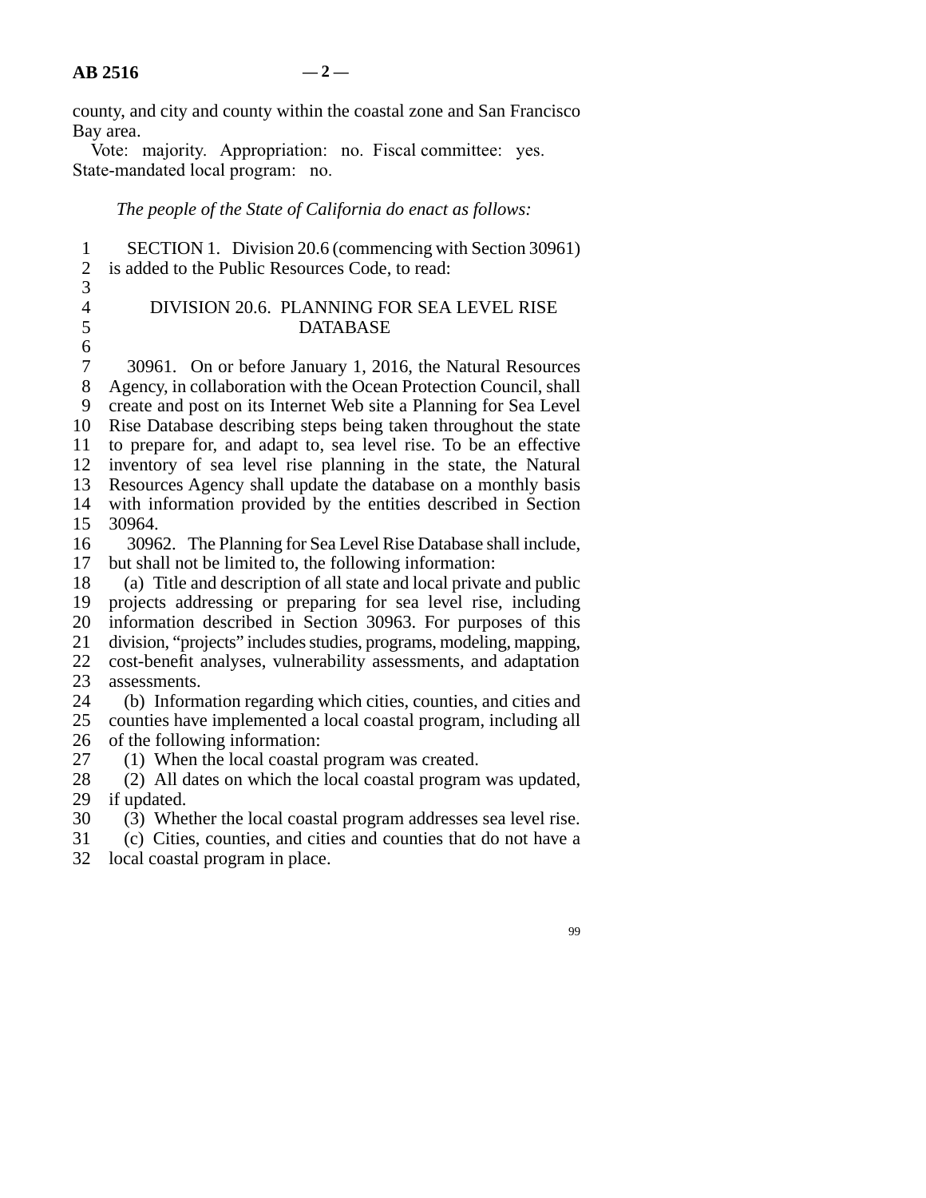county, and city and county within the coastal zone and San Francisco Bay area.

Vote: majority. Appropriation: no. Fiscal committee: yes. State-mandated local program: no.

*The people of the State of California do enact as follows:*

SECTION 1. Division 20.6 (commencing with Section 30961) is added to the Public Resources Code, to read:

DIVISION 20.6. PLANNING FOR SEA LEVEL RISE DATABASE

30961. On or before January 1, 2016, the Natural Resources Agency, in collaboration with the Ocean Protection Council, shall create and post on its Internet Web site a Planning for Sea Level Rise Database describing steps being taken throughout the state to prepare for, and adapt to, sea level rise. To be an effective inventory of sea level rise planning in the state, the Natural Resources Agency shall update the database on a monthly basis with information provided by the entities described in Section 30964.

30962. The Planning for Sea Level Rise Database shall include, but shall not be limited to, the following information:

(a) Title and description of all state and local private and public projects addressing or preparing for sea level rise, including information described in Section 30963. For purposes of this division, "projects" includes studies, programs, modeling, mapping, cost-benefit analyses, vulnerability assessments, and adaptation assessments.

(b) Information regarding which cities, counties, and cities and counties have implemented a local coastal program, including all of the following information:

(1) When the local coastal program was created.

(2) All dates on which the local coastal program was updated, if updated.

(3) Whether the local coastal program addresses sea level rise.

(c) Cities, counties, and cities and counties that do not have a local coastal program in place.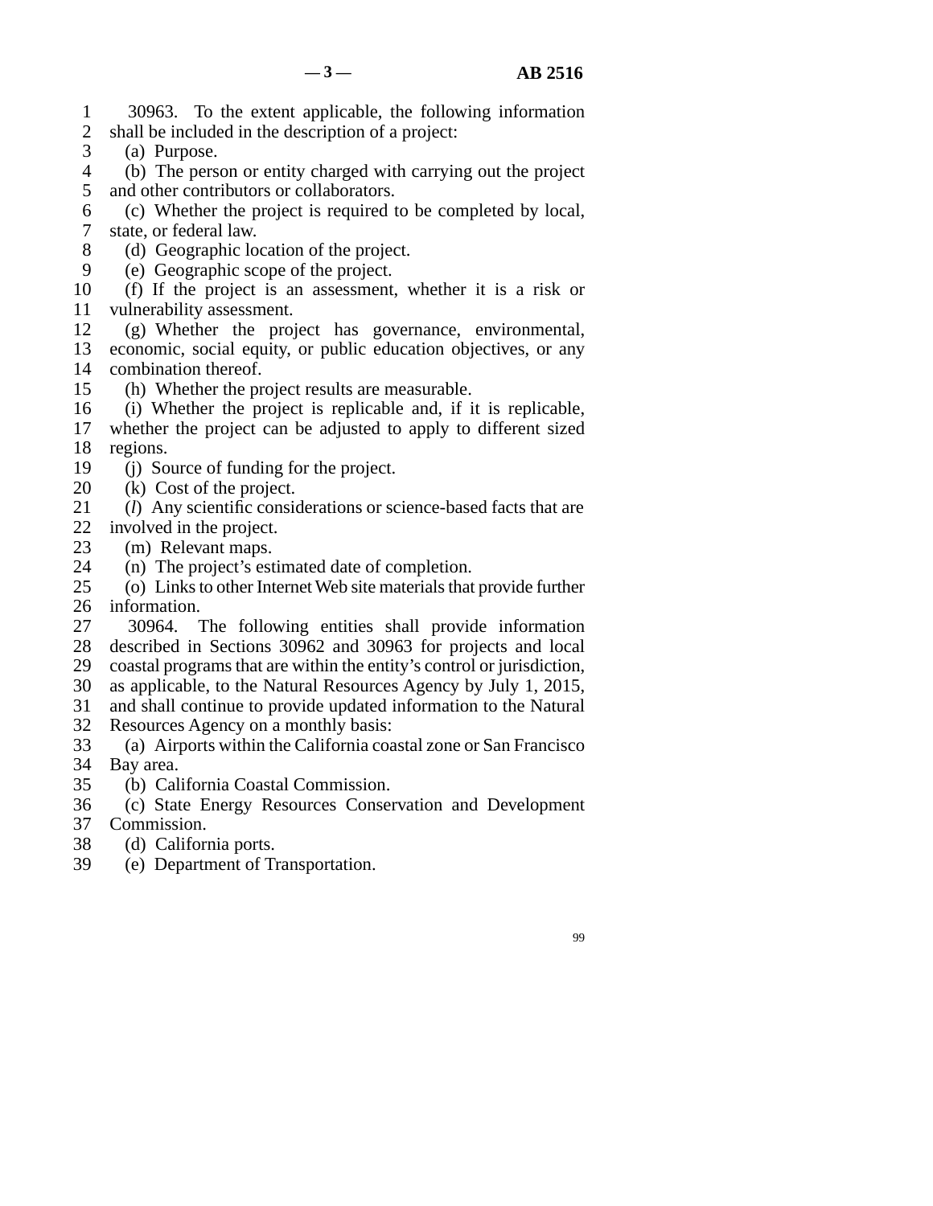30963. To the extent applicable, the following information shall be included in the description of a project:

(a) Purpose.

(b) The person or entity charged with carrying out the project and other contributors or collaborators.

(c) Whether the project is required to be completed by local, state, or federal law.

(d) Geographic location of the project.

(e) Geographic scope of the project.

(f) If the project is an assessment, whether it is a risk or vulnerability assessment.

(g) Whether the project has governance, environmental, economic, social equity, or public education objectives, or any combination thereof.

(h) Whether the project results are measurable.

(i) Whether the project is replicable and, if it is replicable, whether the project can be adjusted to apply to different sized regions.

(j) Source of funding for the project.

(k) Cost of the project.

(*l*) Any scientific considerations or science-based facts that are involved in the project.

(m) Relevant maps.

(n) The project's estimated date of completion.

(o) Links to other Internet Web site materials that provide further information.

30964. The following entities shall provide information described in Sections 30962 and 30963 for projects and local coastal programs that are within the entity's control or jurisdiction, as applicable, to the Natural Resources Agency by July 1, 2015, and shall continue to provide updated information to the Natural Resources Agency on a monthly basis:

(a) Airports within the California coastal zone or San Francisco Bay area.

(b) California Coastal Commission.

(c) State Energy Resources Conservation and Development Commission.

(d) California ports.

(e) Department of Transportation.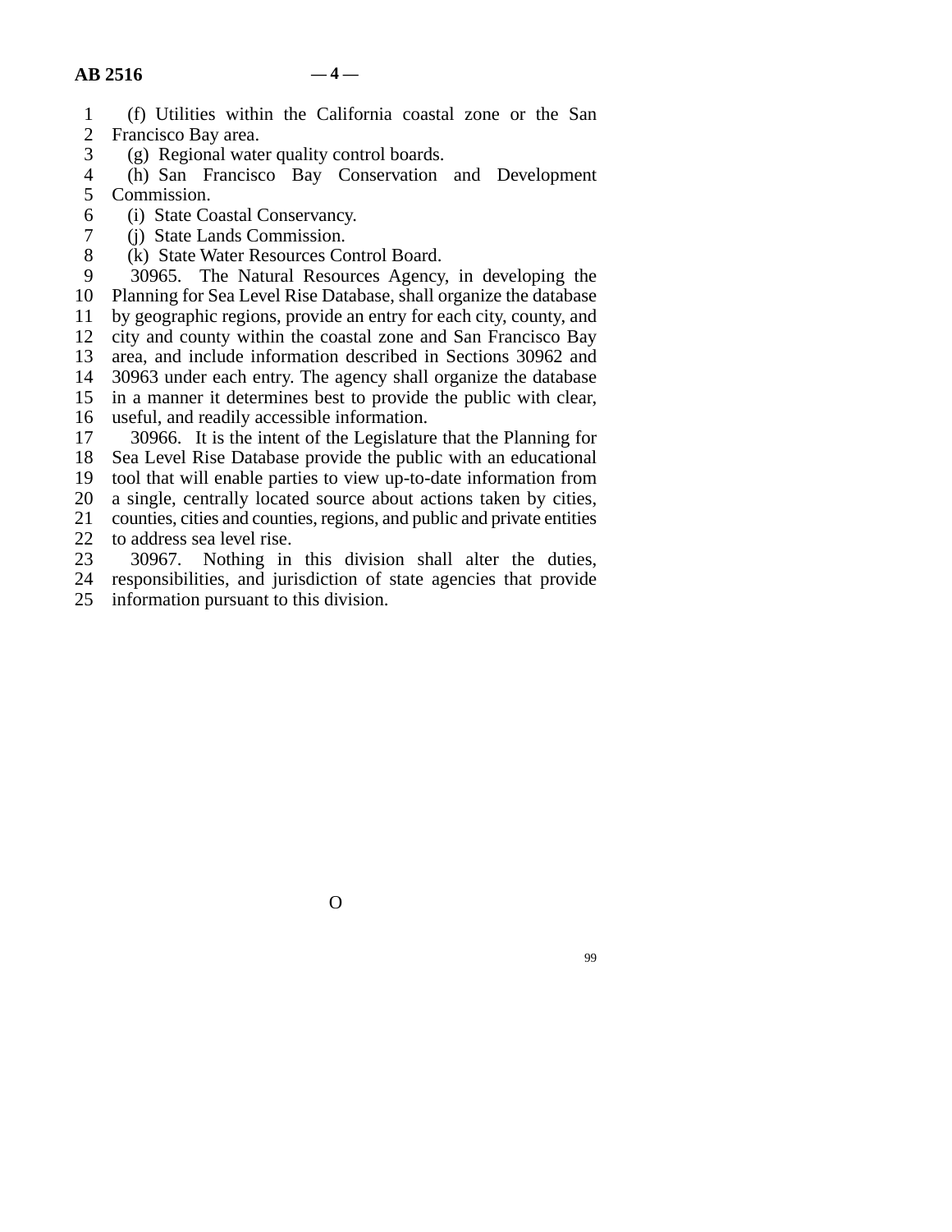(f) Utilities within the California coastal zone or the San Francisco Bay area.

(g) Regional water quality control boards.

(h) San Francisco Bay Conservation and Development Commission.

(i) State Coastal Conservancy.

(j) State Lands Commission.

(k) State Water Resources Control Board.

30965. The Natural Resources Agency, in developing the Planning for Sea Level Rise Database, shall organize the database by geographic regions, provide an entry for each city, county, and city and county within the coastal zone and San Francisco Bay area, and include information described in Sections 30962 and 30963 under each entry. The agency shall organize the database in a manner it determines best to provide the public with clear, useful, and readily accessible information.

30966. It is the intent of the Legislature that the Planning for Sea Level Rise Database provide the public with an educational tool that will enable parties to view up-to-date information from a single, centrally located source about actions taken by cities, counties, cities and counties, regions, and public and private entities to address sea level rise.

30967. Nothing in this division shall alter the duties, responsibilities, and jurisdiction of state agencies that provide information pursuant to this division.

O